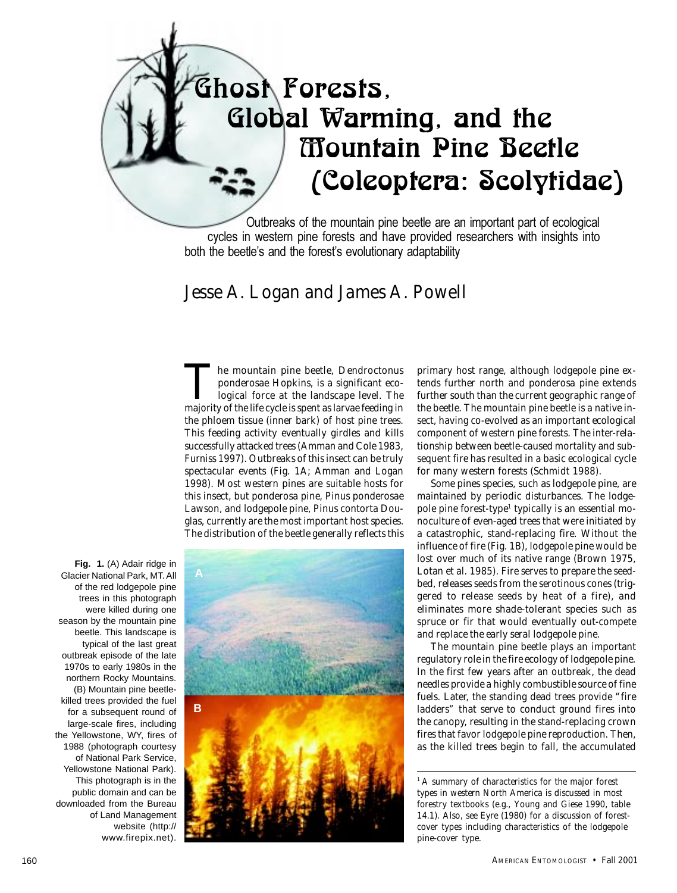# Ghost Forests, Global Warming, and the Mountain Pine Beetle (Coleoptera: Scolytidae)

Outbreaks of the mountain pine beetle are an important part of ecological cycles in western pine forests and have provided researchers with insights into both the beetle's and the forest's evolutionary adaptability

## Jesse A. Logan and James A. Powell

The mountain pine beetle, *Dendroctonus ponderosae* Hopkins, is a significant ecological force at the landscape level. The majority of the life cycle is spent as larvae feeding in the phloem tissue (inner bark) of host pine trees. This feeding activity eventually girdles and kills successfully attacked trees (Amman and Cole 1983, Furniss 1997). Outbreaks of this insect can be truly spectacular events (Fig. 1A; Amman and Logan 1998). Most western pines are suitable hosts for this insect, but ponderosa pine, *Pinus ponderosae* Lawson, and lodgepole pine, *Pinus contorta* Douglas, currently are the most important host species. The distribution of the beetle generally reflects this primary host range, although lodgepole pine extends further north and ponderosa pine extends further south than the current geographic range of the beetle. The mountain pine beetle is a native insect, having co-evolved as an important ecological component of western pine forests. The inter-relationship between beetle-caused mortality and subsequent fire has resulted in a basic ecological cycle for many western forests (Schmidt 1988).

Some pines species, such as lodgepole pine, are maintained by periodic disturbances. The lodgepole pine forest-type[1] typically is an essential monoculture of even-aged trees that were initiated by a catastrophic, stand-replacing fire. Without the influence of fire (Fig. 1B), lodgepole pine would be lost over much of its native range (Brown 1975, Lotan et al. 1985). Fire serves to prepare the seedbed, releases seeds from the serotinous cones (triggered to release seeds by heat of a fire), and eliminates more shade-tolerant species such as spruce or fir that would eventually out-compete and replace the early seral lodgepole pine.

The mountain pine beetle plays an important regulatory role in the fire ecology of lodgepole pine. In the first few years after an outbreak, the dead needles provide a highly combustible source of fine fuels. Later, the standing dead trees provide "fire ladders" that serve to conduct ground fires into the canopy, resulting in the stand-replacing crown fires that favor lodgepole pine reproduction. Then, as the killed trees begin to fall, the accumulated

**Fig. 1.** (A) Adair ridge in Glacier National Park, MT. All of the red lodgepole pine trees in this photograph were killed during one season by the mountain pine beetle. This landscape is typical of the last great outbreak episode of the late 1970s to early 1980s in the northern Rocky Mountains. (B) Mountain pine beetle-killed trees provided the fuel for a subsequent round of large-scale fires, including the Yellowstone, WY, fires of 1988 (photograph courtesy of National Park Service, Yellowstone National Park). This photograph is in the public domain and can be downloaded from the Bureau of Land Management website (http://www.firepix.net).

[1] A summary of characteristics for the major forest types in western North America is discussed in most forestry textbooks (e.g., Young and Giese 1990, table 14.1). Also, see Eyre (1980) for a discussion of forest-cover types including characteristics of the lodgepole pine-cover type.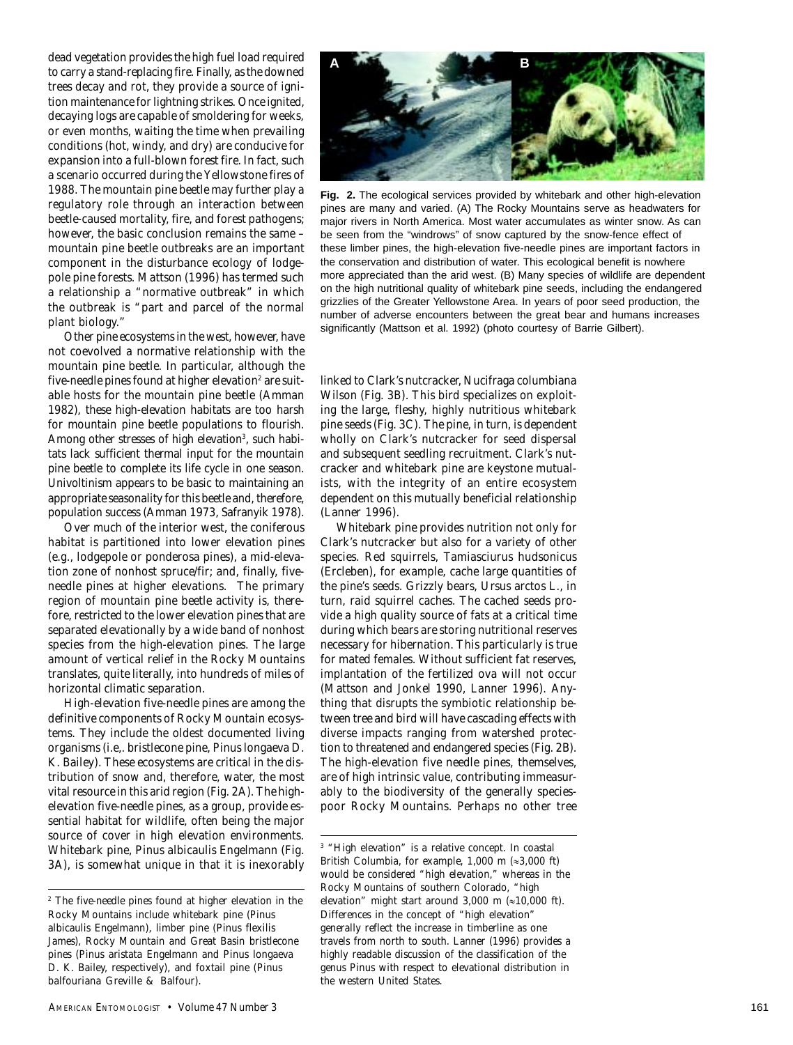dead vegetation provides the high fuel load required to carry a stand-replacing fire. Finally, as the downed trees decay and rot, they provide a source of ignition maintenance for lightning strikes. Once ignited, decaying logs are capable of smoldering for weeks, or even months, waiting the time when prevailing conditions (hot, windy, and dry) are conducive for expansion into a full-blown forest fire. In fact, such a scenario occurred during the Yellowstone fires of 1988. The mountain pine beetle may further play a regulatory role through an interaction between beetle-caused mortality, fire, and forest pathogens; however, the basic conclusion remains the same – mountain pine beetle outbreaks are an important component in the disturbance ecology of lodgepole pine forests. Mattson (1996) has termed such a relationship a "normative outbreak" in which the outbreak is "part and parcel of the normal plant biology."

Other pine ecosystems in the west, however, have not coevolved a normative relationship with the mountain pine beetle. In particular, although the five-needle pines found at higher elevation[2] are suitable hosts for the mountain pine beetle (Amman 1982), these high-elevation habitats are too harsh for mountain pine beetle populations to flourish. Among other stresses of high elevation[3], such habitats lack sufficient thermal input for the mountain pine beetle to complete its life cycle in one season. Univoltinism appears to be basic to maintaining an appropriate seasonality for this beetle and, therefore, population success (Amman 1973, Safranyik 1978).

Over much of the interior west, the coniferous habitat is partitioned into lower elevation pines (e.g., lodgepole or ponderosa pines), a mid-elevation zone of nonhost spruce/fir; and, finally, five-needle pines at higher elevations. The primary region of mountain pine beetle activity is, therefore, restricted to the lower elevation pines that are separated elevationally by a wide band of nonhost species from the high-elevation pines. The large amount of vertical relief in the Rocky Mountains translates, quite literally, into hundreds of miles of horizontal climatic separation.

High-elevation five-needle pines are among the definitive components of Rocky Mountain ecosystems. They include the oldest documented living organisms (i.e,. bristlecone pine, *Pinus longaeva* D. K. Bailey). These ecosystems are critical in the distribution of snow and, therefore, water, the most vital resource in this arid region (Fig. 2A). The high-elevation five-needle pines, as a group, provide essential habitat for wildlife, often being the major source of cover in high elevation environments. Whitebark pine, *Pinus albicaulis* Engelmann (Fig. 3A), is somewhat unique in that it is inexorably linked to Clark's nutcracker, *Nucifraga columbiana* Wilson (Fig. 3B). This bird specializes on exploiting the large, fleshy, highly nutritious whitebark pine seeds (Fig. 3C). The pine, in turn, is dependent wholly on Clark's nutcracker for seed dispersal and subsequent seedling recruitment. Clark's nutcracker and whitebark pine are keystone mutualists, with the integrity of an entire ecosystem dependent on this mutually beneficial relationship (Lanner 1996).

**Fig. 2.** The ecological services provided by whitebark and other high-elevation pines are many and varied. (A) The Rocky Mountains serve as headwaters for major rivers in North America. Most water accumulates as winter snow. As can be seen from the "windrows" of snow captured by the snow-fence effect of these limber pines, the high-elevation five-needle pines are important factors in the conservation and distribution of water. This ecological benefit is nowhere more appreciated than the arid west. (B) Many species of wildlife are dependent on the high nutritional quality of whitebark pine seeds, including the endangered grizzlies of the Greater Yellowstone Area. In years of poor seed production, the number of adverse encounters between the great bear and humans increases significantly (Mattson et al. 1992) (photo courtesy of Barrie Gilbert).

Whitebark pine provides nutrition not only for Clark's nutcracker but also for a variety of other species. Red squirrels, *Tamiasciurus hudsonicus* (Ercleben), for example, cache large quantities of the pine's seeds. Grizzly bears, *Ursus arctos* L., in turn, raid squirrel caches. The cached seeds provide a high quality source of fats at a critical time during which bears are storing nutritional reserves necessary for hibernation. This particularly is true for mated females. Without sufficient fat reserves, implantation of the fertilized ova will not occur (Mattson and Jonkel 1990, Lanner 1996). Anything that disrupts the symbiotic relationship between tree and bird will have cascading effects with diverse impacts ranging from watershed protection to threatened and endangered species (Fig. 2B). The high-elevation five needle pines, themselves, are of high intrinsic value, contributing immeasurably to the biodiversity of the generally species-poor Rocky Mountains. Perhaps no other tree

---

[2] The five-needle pines found at higher elevation in the Rocky Mountains include whitebark pine (*Pinus albicaulis* Engelmann), limber pine (*Pinus flexilis* James), Rocky Mountain and Great Basin bristlecone pines (*Pinus aristata* Engelmann and *Pinus longaeva* D. K. Bailey, respectively), and foxtail pine (*Pinus balfouriana* Greville & Balfour).

[3] "High elevation" is a relative concept. In coastal British Columbia, for example, 1,000 m (≈3,000 ft) would be considered "high elevation," whereas in the Rocky Mountains of southern Colorado, "high elevation" might start around 3,000 m (≈10,000 ft). Differences in the concept of "high elevation" generally reflect the increase in timberline as one travels from north to south. Lanner (1996) provides a highly readable discussion of the classification of the genus *Pinus* with respect to elevational distribution in the western United States.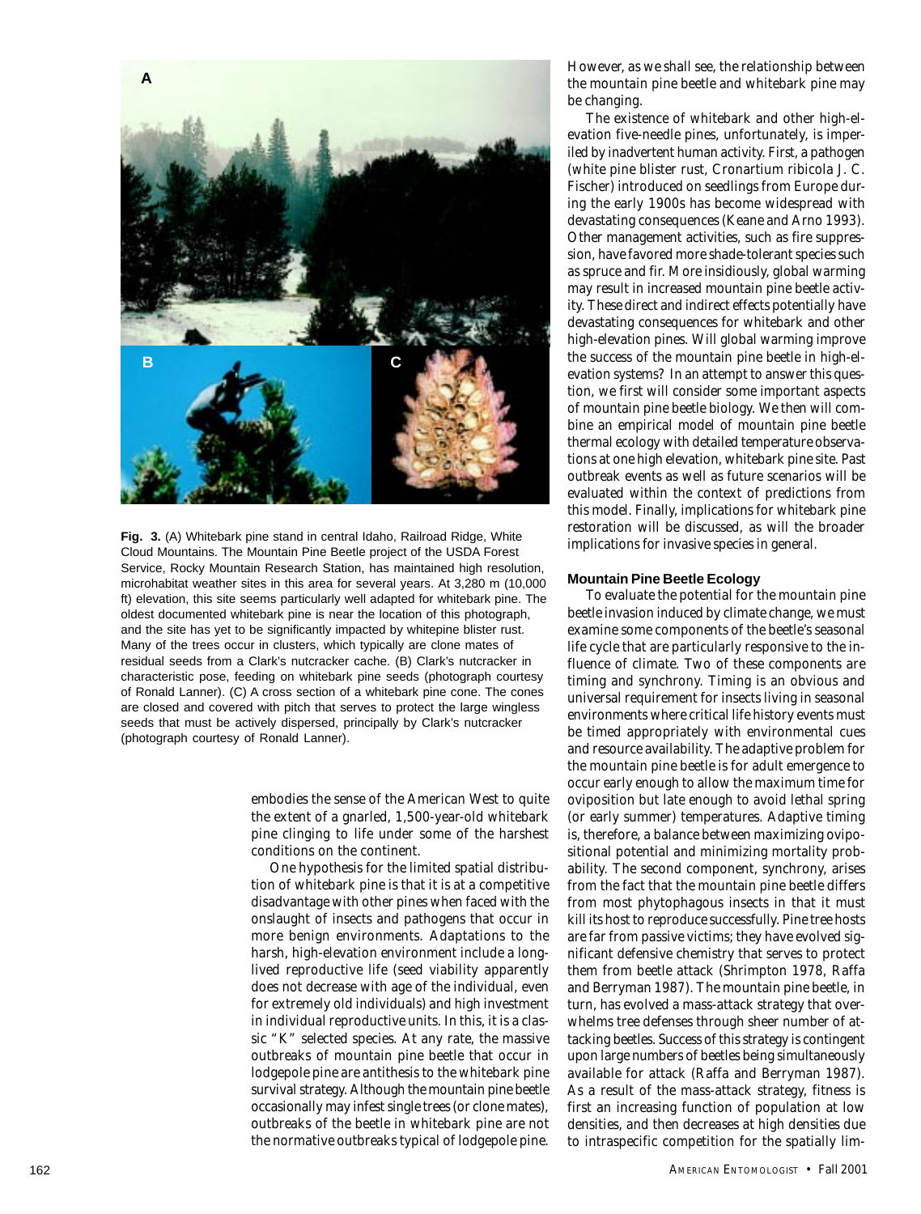**Fig. 3.** (A) Whitebark pine stand in central Idaho, Railroad Ridge, White Cloud Mountains. The Mountain Pine Beetle project of the USDA Forest Service, Rocky Mountain Research Station, has maintained high resolution, microhabitat weather sites in this area for several years. At 3,280 m (10,000 ft) elevation, this site seems particularly well adapted for whitebark pine. The oldest documented whitebark pine is near the location of this photograph, and the site has yet to be significantly impacted by whitepine blister rust. Many of the trees occur in clusters, which typically are clone mates of residual seeds from a Clark's nutcracker cache. (B) Clark's nutcracker in characteristic pose, feeding on whitebark pine seeds (photograph courtesy of Ronald Lanner). (C) A cross section of a whitebark pine cone. The cones are closed and covered with pitch that serves to protect the large wingless seeds that must be actively dispersed, principally by Clark's nutcracker (photograph courtesy of Ronald Lanner).

embodies the sense of the American West to quite the extent of a gnarled, 1,500-year-old whitebark pine clinging to life under some of the harshest conditions on the continent.

One hypothesis for the limited spatial distribution of whitebark pine is that it is at a competitive disadvantage with other pines when faced with the onslaught of insects and pathogens that occur in more benign environments. Adaptations to the harsh, high-elevation environment include a long-lived reproductive life (seed viability apparently does not decrease with age of the individual, even for extremely old individuals) and high investment in individual reproductive units. In this, it is a classic "K" selected species. At any rate, the massive outbreaks of mountain pine beetle that occur in lodgepole pine are antithesis to the whitebark pine survival strategy. Although the mountain pine beetle occasionally may infest single trees (or clone mates), outbreaks of the beetle in whitebark pine are not the normative outbreaks typical of lodgepole pine. However, as we shall see, the relationship between the mountain pine beetle and whitebark pine may be changing.

The existence of whitebark and other high-elevation five-needle pines, unfortunately, is imperiled by inadvertent human activity. First, a pathogen (white pine blister rust, Cronartium ribicola J. C. Fischer) introduced on seedlings from Europe during the early 1900s has become widespread with devastating consequences (Keane and Arno 1993). Other management activities, such as fire suppression, have favored more shade-tolerant species such as spruce and fir. More insidiously, global warming may result in increased mountain pine beetle activity. These direct and indirect effects potentially have devastating consequences for whitebark and other high-elevation pines. Will global warming improve the success of the mountain pine beetle in high-elevation systems? In an attempt to answer this question, we first will consider some important aspects of mountain pine beetle biology. We then will combine an empirical model of mountain pine beetle thermal ecology with detailed temperature observations at one high elevation, whitebark pine site. Past outbreak events as well as future scenarios will be evaluated within the context of predictions from this model. Finally, implications for whitebark pine restoration will be discussed, as will the broader implications for invasive species in general.

## Mountain Pine Beetle Ecology

To evaluate the potential for the mountain pine beetle invasion induced by climate change, we must examine some components of the beetle's seasonal life cycle that are particularly responsive to the influence of climate. Two of these components are timing and synchrony. Timing is an obvious and universal requirement for insects living in seasonal environments where critical life history events must be timed appropriately with environmental cues and resource availability. The adaptive problem for the mountain pine beetle is for adult emergence to occur early enough to allow the maximum time for oviposition but late enough to avoid lethal spring (or early summer) temperatures. Adaptive timing is, therefore, a balance between maximizing ovipositional potential and minimizing mortality probability. The second component, synchrony, arises from the fact that the mountain pine beetle differs from most phytophagous insects in that it must kill its host to reproduce successfully. Pine tree hosts are far from passive victims; they have evolved significant defensive chemistry that serves to protect them from beetle attack (Shrimpton 1978, Raffa and Berryman 1987). The mountain pine beetle, in turn, has evolved a mass-attack strategy that overwhelms tree defenses through sheer number of attacking beetles. Success of this strategy is contingent upon large numbers of beetles being simultaneously available for attack (Raffa and Berryman 1987). As a result of the mass-attack strategy, fitness is first an increasing function of population at low densities, and then decreases at high densities due to intraspecific competition for the spatially lim-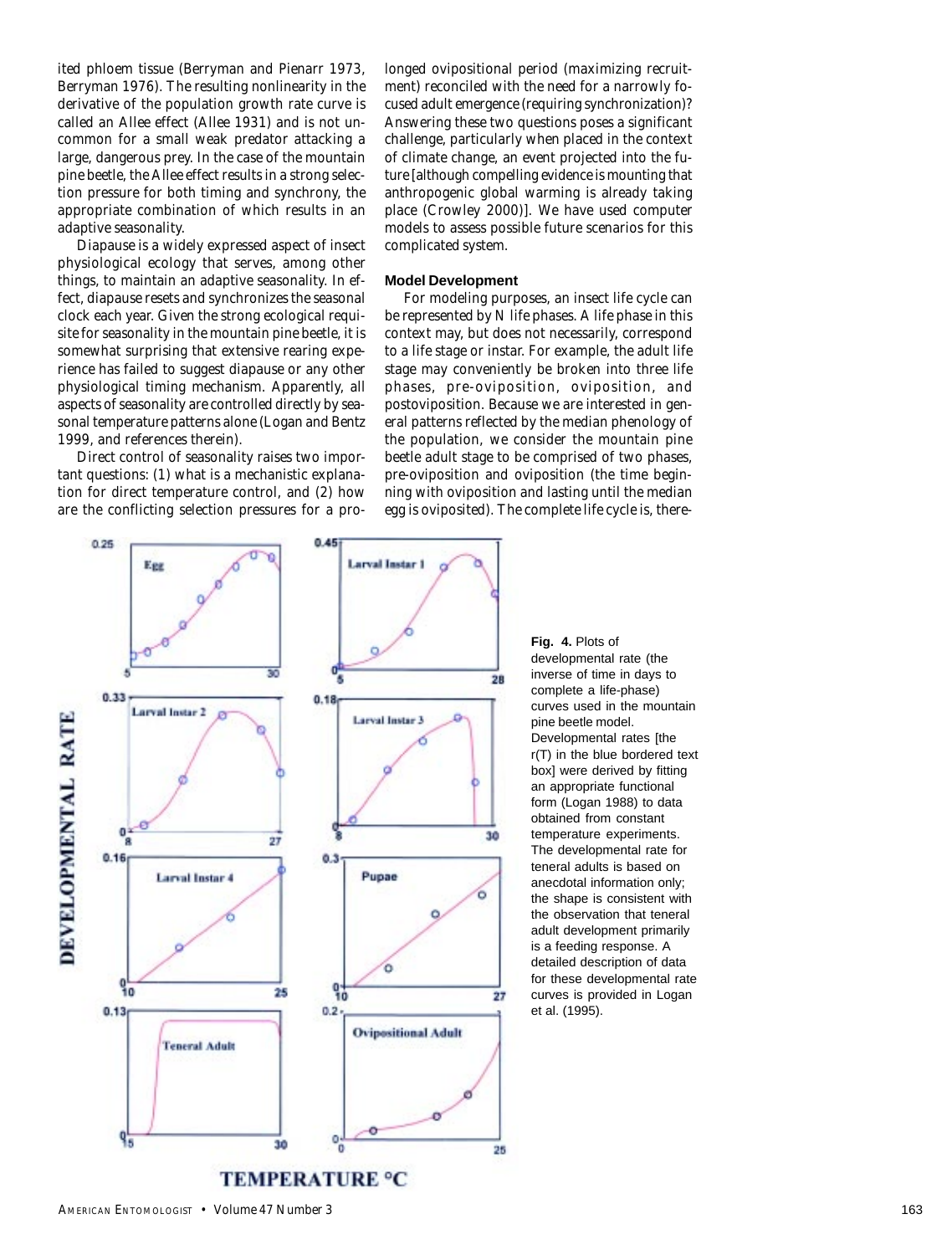ited phloem tissue (Berryman and Pienarr 1973, Berryman 1976). The resulting nonlinearity in the derivative of the population growth rate curve is called an Allee effect (Allee 1931) and is not uncommon for a small weak predator attacking a large, dangerous prey. In the case of the mountain pine beetle, the Allee effect results in a strong selection pressure for both timing and synchrony, the appropriate combination of which results in an adaptive seasonality.

Diapause is a widely expressed aspect of insect physiological ecology that serves, among other things, to maintain an adaptive seasonality. In effect, diapause resets and synchronizes the seasonal clock each year. Given the strong ecological requisite for seasonality in the mountain pine beetle, it is somewhat surprising that extensive rearing experience has failed to suggest diapause or any other physiological timing mechanism. Apparently, all aspects of seasonality are controlled directly by seasonal temperature patterns alone (Logan and Bentz 1999, and references therein).

Direct control of seasonality raises two important questions: (1) what is a mechanistic explanation for direct temperature control, and (2) how are the conflicting selection pressures for a prolonged ovipositional period (maximizing recruitment) reconciled with the need for a narrowly focused adult emergence (requiring synchronization)? Answering these two questions poses a significant challenge, particularly when placed in the context of climate change, an event projected into the future [although compelling evidence is mounting that anthropogenic global warming is already taking place (Crowley 2000)]. We have used computer models to assess possible future scenarios for this complicated system.

### Model Development

For modeling purposes, an insect life cycle can be represented by N life phases. A life phase in this context may, but does not necessarily, correspond to a life stage or instar. For example, the adult life stage may conveniently be broken into three life phases, pre-oviposition, oviposition, and postoviposition. Because we are interested in general patterns reflected by the median phenology of the population, we consider the mountain pine beetle adult stage to be comprised of two phases, pre-oviposition and oviposition (the time beginning with oviposition and lasting until the median egg is oviposited). The complete life cycle is, there-

**Fig. 4.** Plots of developmental rate (the inverse of time in days to complete a life-phase) curves used in the mountain pine beetle model. Developmental rates [the r(T) in the blue bordered text box] were derived by fitting an appropriate functional form (Logan 1988) to data obtained from constant temperature experiments. The developmental rate for teneral adults is based on anecdotal information only; the shape is consistent with the observation that teneral adult development primarily is a feeding response. A detailed description of data for these developmental rate curves is provided in Logan et al. (1995).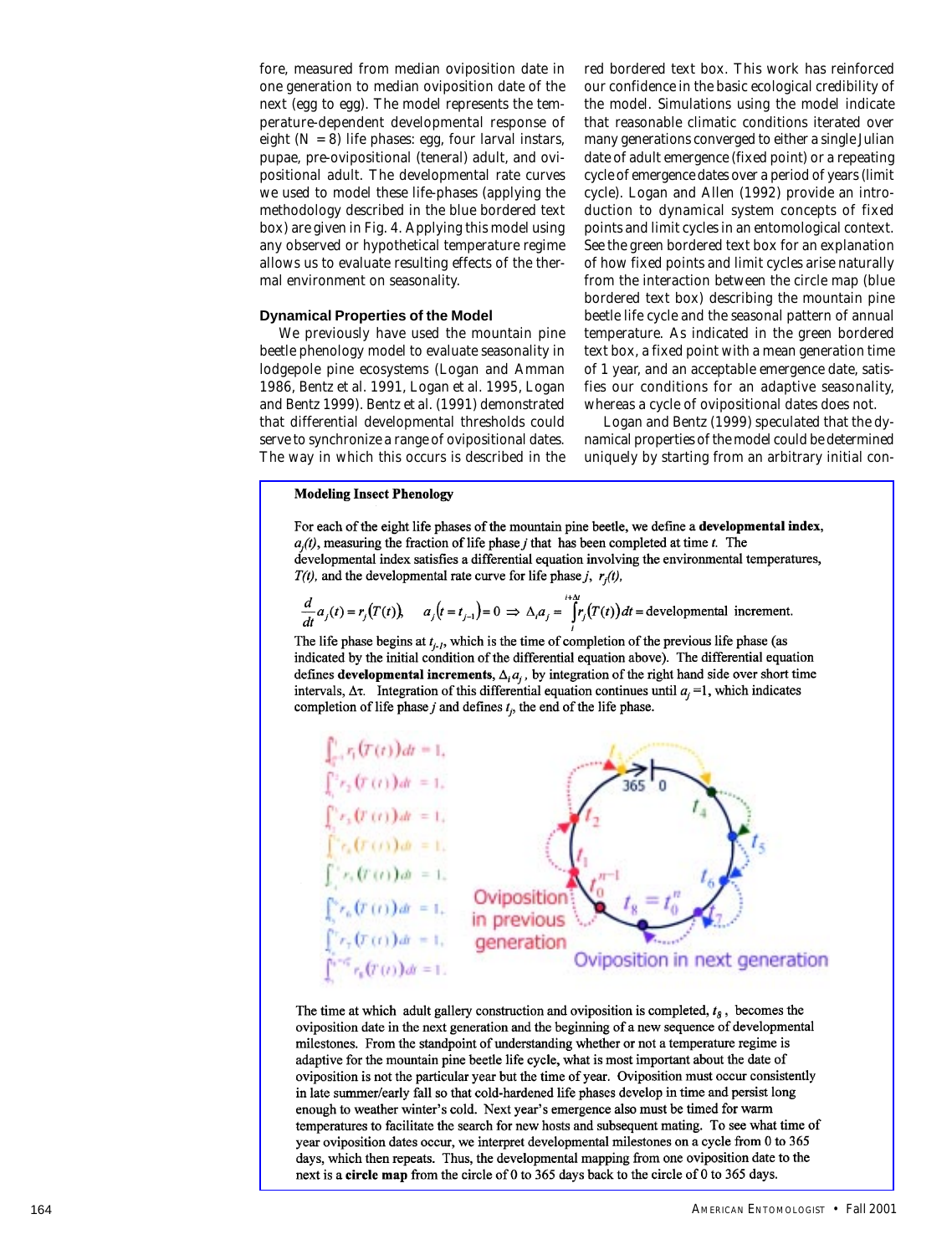fore, measured from median oviposition date in one generation to median oviposition date of the next (egg to egg). The model represents the temperature-dependent developmental response of eight ($N = 8$) life phases: egg, four larval instars, pupae, pre-ovipositional (teneral) adult, and ovipositional adult. The developmental rate curves we used to model these life-phases (applying the methodology described in the blue bordered text box) are given in Fig. 4. Applying this model using any observed or hypothetical temperature regime allows us to evaluate resulting effects of the thermal environment on seasonality.

### Dynamical Properties of the Model

We previously have used the mountain pine beetle phenology model to evaluate seasonality in lodgepole pine ecosystems (Logan and Amman 1986, Bentz et al. 1991, Logan et al. 1995, Logan and Bentz 1999). Bentz et al. (1991) demonstrated that differential developmental thresholds could serve to synchronize a range of ovipositional dates. The way in which this occurs is described in the red bordered text box. This work has reinforced our confidence in the basic ecological credibility of the model. Simulations using the model indicate that reasonable climatic conditions iterated over many generations converged to either a single Julian date of adult emergence (fixed point) or a repeating cycle of emergence dates over a period of years (limit cycle). Logan and Allen (1992) provide an introduction to dynamical system concepts of fixed points and limit cycles in an entomological context. See the green bordered text box for an explanation of how fixed points and limit cycles arise naturally from the interaction between the circle map (blue bordered text box) describing the mountain pine beetle life cycle and the seasonal pattern of annual temperature. As indicated in the green bordered text box, a fixed point with a mean generation time of 1 year, and an acceptable emergence date, satisfies our conditions for an adaptive seasonality, whereas a cycle of ovipositional dates does not.

Logan and Bentz (1999) speculated that the dynamical properties of the model could be determined uniquely by starting from an arbitrary initial con-

---

**Modeling Insect Phenology**

For each of the eight life phases of the mountain pine beetle, we define a **developmental index**, $a_j(t)$, measuring the fraction of life phase $j$ that has been completed at time $t$. The developmental index satisfies a differential equation involving the environmental temperatures, $T(t)$, and the developmental rate curve for life phase $j$, $r_j(t)$,

$$\frac{d}{dt}a_j(t) = r_j(T(t)), \quad a_j(t = t_{j-1}) = 0 \Rightarrow \Delta_t a_j = \int_t^{t+\Delta t} r_j(T(t))\,dt = \text{developmental increment.}$$

The life phase begins at $t_{j-1}$, which is the time of completion of the previous life phase (as indicated by the initial condition of the differential equation above). The differential equation defines **developmental increments**, $\Delta_t a_j$, by integration of the right hand side over short time intervals, $\Delta\tau$. Integration of this differential equation continues until $a_j = 1$, which indicates completion of life phase $j$ and defines $t_j$, the end of the life phase.

$$\int_{t_0}^{t_1} r_1(T(t))\,dt = 1,$$
$$\int_{t_1}^{t_2} r_2(T(t))\,dt = 1,$$
$$\int_{t_2}^{t_3} r_3(T(t))\,dt = 1,$$
$$\int_{t_3}^{t_4} r_4(T(t))\,dt = 1,$$
$$\int_{t_4}^{t_5} r_5(T(t))\,dt = 1,$$
$$\int_{t_5}^{t_6} r_6(T(t))\,dt = 1,$$
$$\int_{t_6}^{t_7} r_7(T(t))\,dt = 1,$$
$$\int_{t_7}^{t_8=t_0^n} r_8(T(t))\,dt = 1.$$

(Diagram labels: 365 | 0; $t_0^{n-1}$; $t_1$; $t_2$; $t_3$; $t_4$; $t_5$; $t_6$; $t_7$; $t_8 = t_0^n$; Oviposition in previous generation; Oviposition in next generation)

The time at which adult gallery construction and oviposition is completed, $t_8$, becomes the oviposition date in the next generation and the beginning of a new sequence of developmental milestones. From the standpoint of understanding whether or not a temperature regime is adaptive for the mountain pine beetle life cycle, what is most important about the date of oviposition is not the particular year but the time of year. Oviposition must occur consistently in late summer/early fall so that cold-hardened life phases develop in time and persist long enough to weather winter's cold. Next year's emergence also must be timed for warm temperatures to facilitate the search for new hosts and subsequent mating. To see what time of year oviposition dates occur, we interpret developmental milestones on a cycle from 0 to 365 days, which then repeats. Thus, the developmental mapping from one oviposition date to the next is a **circle map** from the circle of 0 to 365 days back to the circle of 0 to 365 days.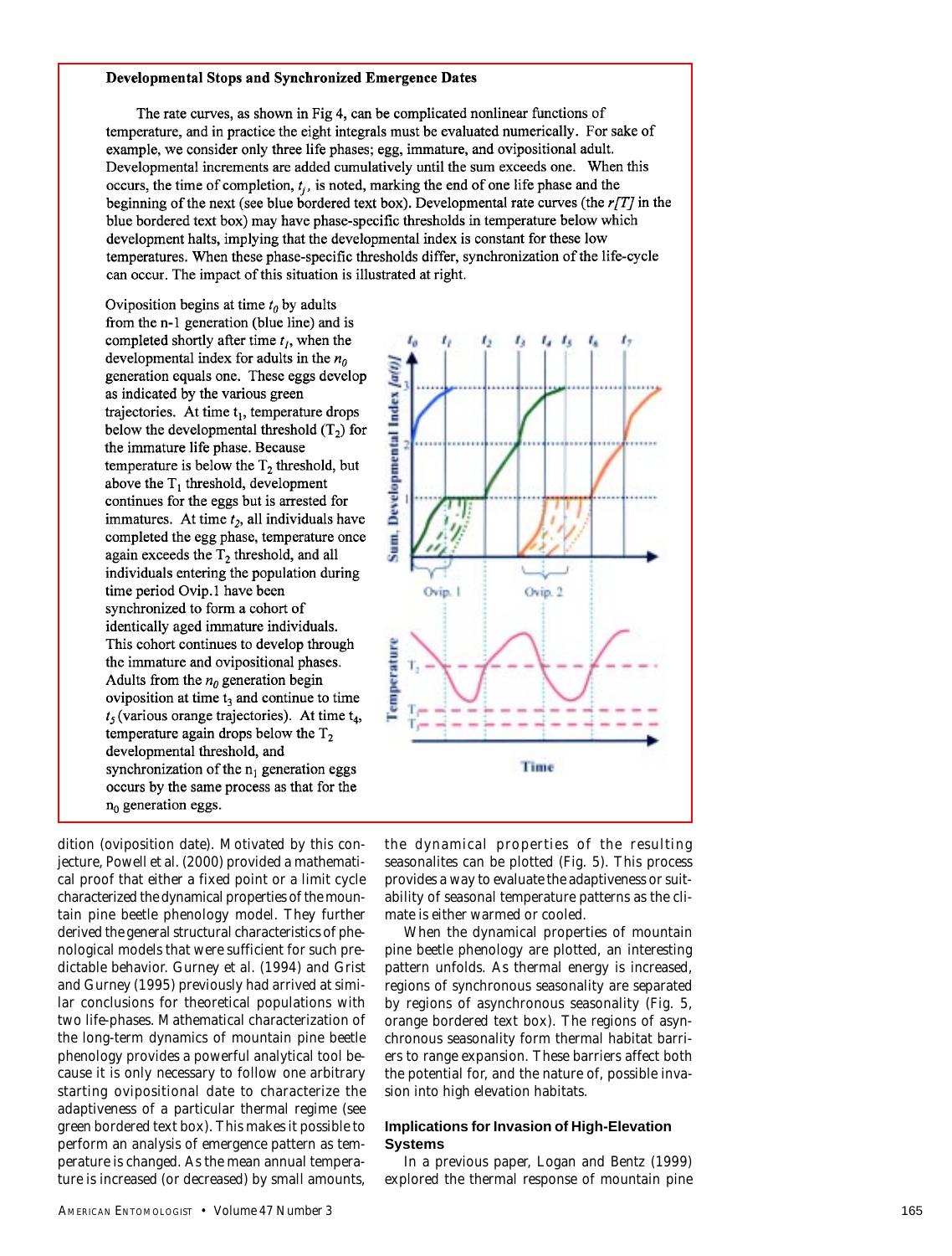### Developmental Stops and Synchronized Emergence Dates

The rate curves, as shown in Fig 4, can be complicated nonlinear functions of temperature, and in practice the eight integrals must be evaluated numerically. For sake of example, we consider only three life phases; egg, immature, and ovipositional adult. Developmental increments are added cumulatively until the sum exceeds one. When this occurs, the time of completion, $t_j$, is noted, marking the end of one life phase and the beginning of the next (see blue bordered text box). Developmental rate curves (the *r[T]* in the blue bordered text box) may have phase-specific thresholds in temperature below which development halts, implying that the developmental index is constant for these low temperatures. When these phase-specific thresholds differ, synchronization of the life-cycle can occur. The impact of this situation is illustrated at right.

Oviposition begins at time $t_0$ by adults from the n-1 generation (blue line) and is completed shortly after time $t_1$, when the developmental index for adults in the $n_0$ generation equals one. These eggs develop as indicated by the various green trajectories. At time $t_1$, temperature drops below the developmental threshold ($T_2$) for the immature life phase. Because temperature is below the $T_2$ threshold, but above the $T_1$ threshold, development continues for the eggs but is arrested for immatures. At time $t_2$, all individuals have completed the egg phase, temperature once again exceeds the $T_2$ threshold, and all individuals entering the population during time period Ovip.1 have been synchronized to form a cohort of identically aged immature individuals. This cohort continues to develop through the immature and ovipositional phases. Adults from the $n_0$ generation begin oviposition at time $t_3$ and continue to time $t_5$ (various orange trajectories). At time $t_4$, temperature again drops below the $T_2$ developmental threshold, and synchronization of the $n_1$ generation eggs occurs by the same process as that for the $n_0$ generation eggs.

dition (oviposition date). Motivated by this conjecture, Powell et al. (2000) provided a mathematical proof that either a fixed point or a limit cycle characterized the dynamical properties of the mountain pine beetle phenology model. They further derived the general structural characteristics of phenological models that were sufficient for such predictable behavior. Gurney et al. (1994) and Grist and Gurney (1995) previously had arrived at similar conclusions for theoretical populations with two life-phases. Mathematical characterization of the long-term dynamics of mountain pine beetle phenology provides a powerful analytical tool because it is only necessary to follow one arbitrary starting ovipositional date to characterize the adaptiveness of a particular thermal regime (see green bordered text box). This makes it possible to perform an analysis of emergence pattern as temperature is changed. As the mean annual temperature is increased (or decreased) by small amounts, the dynamical properties of the resulting seasonalites can be plotted (Fig. 5). This process provides a way to evaluate the adaptiveness or suitability of seasonal temperature patterns as the climate is either warmed or cooled.

When the dynamical properties of mountain pine beetle phenology are plotted, an interesting pattern unfolds. As thermal energy is increased, regions of synchronous seasonality are separated by regions of asynchronous seasonality (Fig. 5, orange bordered text box). The regions of asynchronous seasonality form thermal habitat barriers to range expansion. These barriers affect both the potential for, and the nature of, possible invasion into high elevation habitats.

## Implications for Invasion of High-Elevation Systems

In a previous paper, Logan and Bentz (1999) explored the thermal response of mountain pine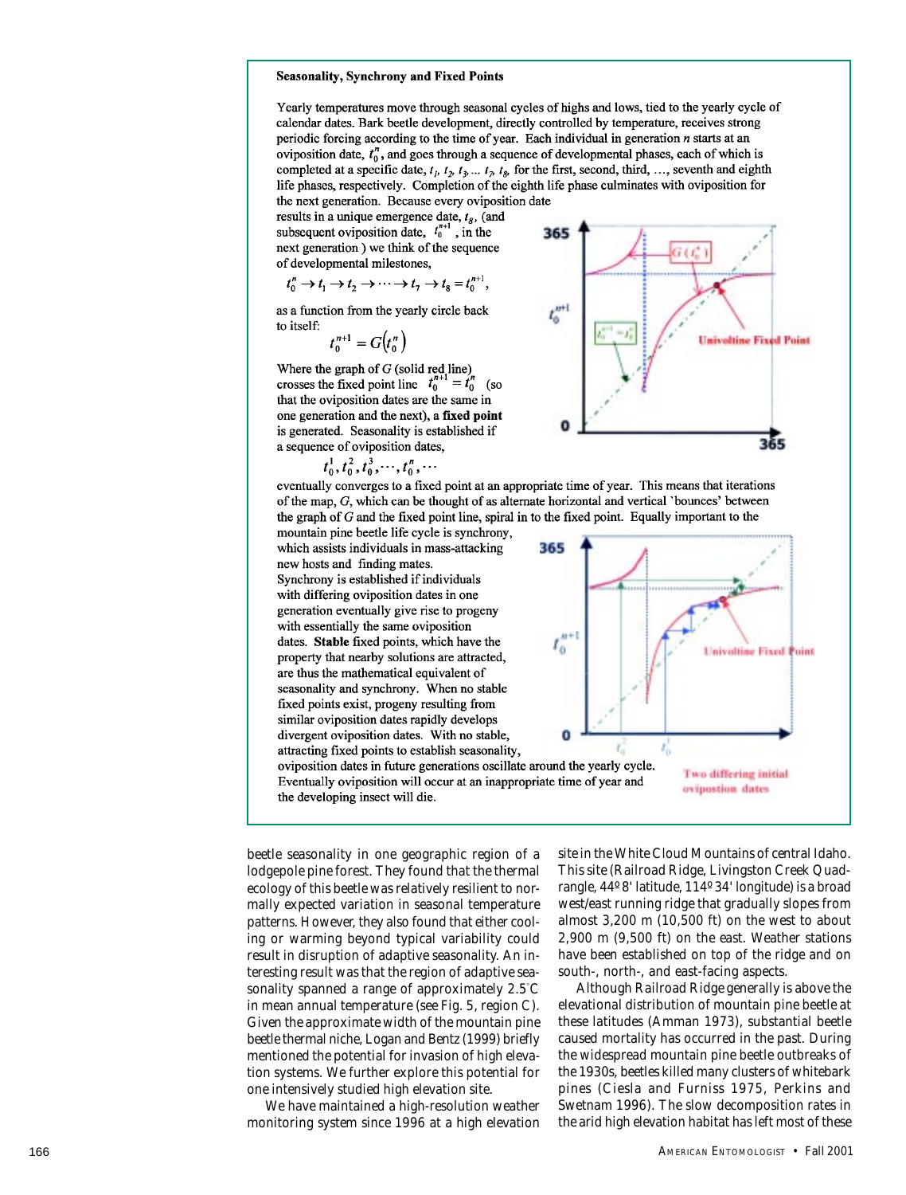### Seasonality, Synchrony and Fixed Points

Yearly temperatures move through seasonal cycles of highs and lows, tied to the yearly cycle of calendar dates. Bark beetle development, directly controlled by temperature, receives strong periodic forcing according to the time of year. Each individual in generation $n$ starts at an oviposition date, $t_0^n$, and goes through a sequence of developmental phases, each of which is completed at a specific date, $t_1, t_2, t_3, \ldots t_7, t_8$, for the first, second, third, …, seventh and eighth life phases, respectively. Completion of the eighth life phase culminates with oviposition for the next generation. Because every oviposition date results in a unique emergence date, $t_8$, (and subsequent oviposition date, $t_0^{n+1}$, in the next generation ) we think of the sequence of developmental milestones,

$$t_0^n \to t_1 \to t_2 \to \cdots \to t_7 \to t_8 = t_0^{n+1},$$

as a function from the yearly circle back to itself:

$$t_0^{n+1} = G\left(t_0^n\right)$$

Where the graph of $G$ (solid red line) crosses the fixed point line $t_0^{n+1} = t_0^n$ (so that the oviposition dates are the same in one generation and the next), a **fixed point** is generated. Seasonality is established if a sequence of oviposition dates,

$$t_0^1, t_0^2, t_0^3, \cdots, t_0^n, \cdots$$

eventually converges to a fixed point at an appropriate time of year. This means that iterations of the map, $G$, which can be thought of as alternate horizontal and vertical 'bounces' between the graph of $G$ and the fixed point line, spiral in to the fixed point. Equally important to the mountain pine beetle life cycle is synchrony, which assists individuals in mass-attacking new hosts and finding mates. Synchrony is established if individuals with differing oviposition dates in one generation eventually give rise to progeny with essentially the same oviposition dates. **Stable** fixed points, which have the property that nearby solutions are attracted, are thus the mathematical equivalent of seasonality and synchrony. When no stable fixed points exist, progeny resulting from similar oviposition dates rapidly develops divergent oviposition dates. With no stable, attracting fixed points to establish seasonality, oviposition dates in future generations oscillate around the yearly cycle. Eventually oviposition will occur at an inappropriate time of year and the developing insect will die.

beetle seasonality in one geographic region of a lodgepole pine forest. They found that the thermal ecology of this beetle was relatively resilient to normally expected variation in seasonal temperature patterns. However, they also found that either cooling or warming beyond typical variability could result in disruption of adaptive seasonality. An interesting result was that the region of adaptive seasonality spanned a range of approximately 2.5°C in mean annual temperature (see Fig. 5, region C). Given the approximate width of the mountain pine beetle thermal niche, Logan and Bentz (1999) briefly mentioned the potential for invasion of high elevation systems. We further explore this potential for one intensively studied high elevation site.

We have maintained a high-resolution weather monitoring system since 1996 at a high elevation site in the White Cloud Mountains of central Idaho. This site (Railroad Ridge, Livingston Creek Quadrangle, 44º 8' latitude, 114º 34' longitude) is a broad west/east running ridge that gradually slopes from almost 3,200 m (10,500 ft) on the west to about 2,900 m (9,500 ft) on the east. Weather stations have been established on top of the ridge and on south-, north-, and east-facing aspects.

Although Railroad Ridge generally is above the elevational distribution of mountain pine beetle at these latitudes (Amman 1973), substantial beetle caused mortality has occurred in the past. During the widespread mountain pine beetle outbreaks of the 1930s, beetles killed many clusters of whitebark pines (Ciesla and Furniss 1975, Perkins and Swetnam 1996). The slow decomposition rates in the arid high elevation habitat has left most of these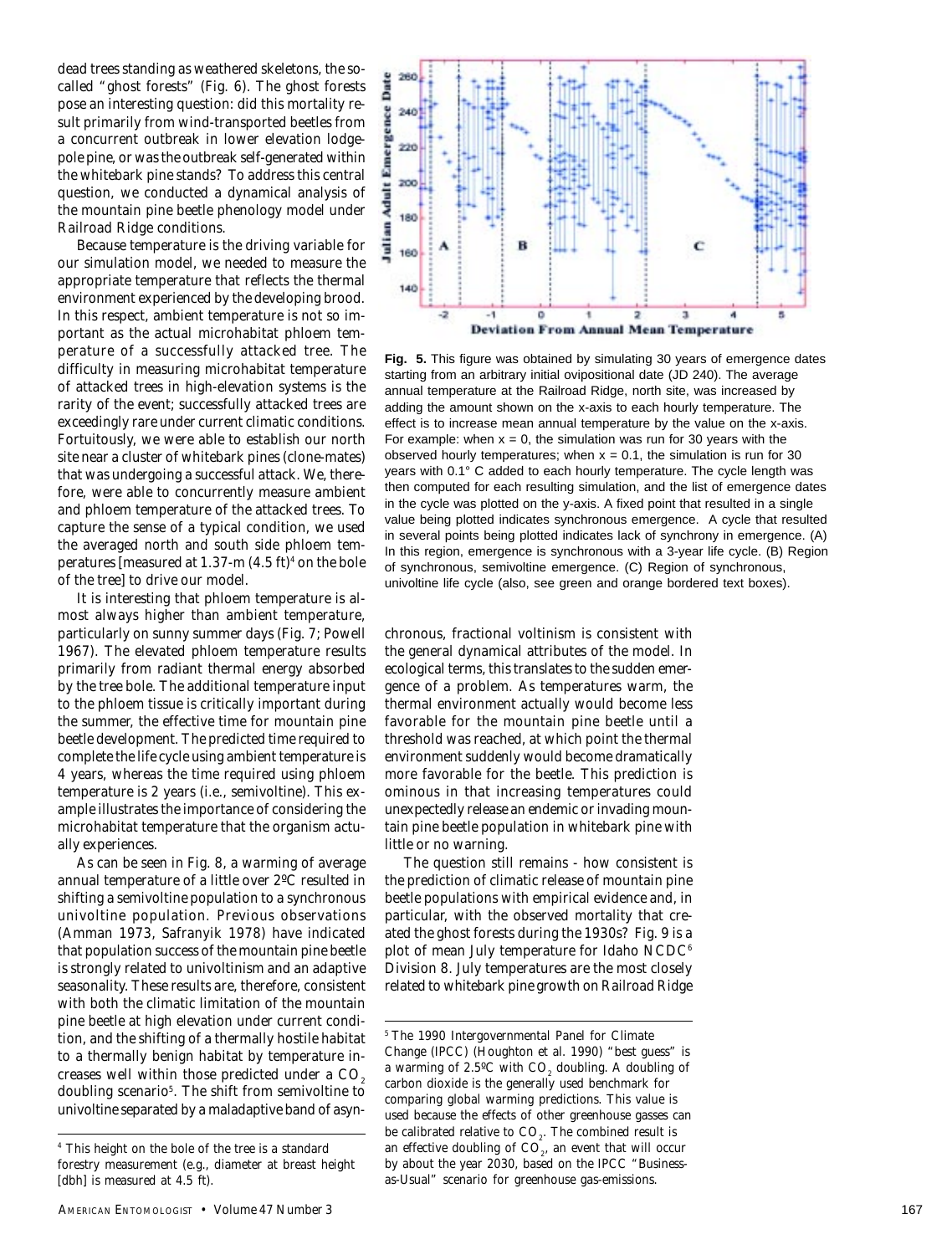dead trees standing as weathered skeletons, the so-called "ghost forests" (Fig. 6). The ghost forests pose an interesting question: did this mortality result primarily from wind-transported beetles from a concurrent outbreak in lower elevation lodgepole pine, or was the outbreak self-generated within the whitebark pine stands? To address this central question, we conducted a dynamical analysis of the mountain pine beetle phenology model under Railroad Ridge conditions.

Because temperature is the driving variable for our simulation model, we needed to measure the appropriate temperature that reflects the thermal environment experienced by the developing brood. In this respect, ambient temperature is not so important as the actual microhabitat phloem temperature of a successfully attacked tree. The difficulty in measuring microhabitat temperature of attacked trees in high-elevation systems is the rarity of the event; successfully attacked trees are exceedingly rare under current climatic conditions. Fortuitously, we were able to establish our north site near a cluster of whitebark pines (clone-mates) that was undergoing a successful attack. We, therefore, were able to concurrently measure ambient and phloem temperature of the attacked trees. To capture the sense of a typical condition, we used the averaged north and south side phloem temperatures [measured at 1.37-m (4.5 ft)[4] on the bole of the tree] to drive our model.

It is interesting that phloem temperature is almost always higher than ambient temperature, particularly on sunny summer days (Fig. 7; Powell 1967). The elevated phloem temperature results primarily from radiant thermal energy absorbed by the tree bole. The additional temperature input to the phloem tissue is critically important during the summer, the effective time for mountain pine beetle development. The predicted time required to complete the life cycle using ambient temperature is 4 years, whereas the time required using phloem temperature is 2 years (i.e., semivoltine). This example illustrates the importance of considering the microhabitat temperature that the organism actually experiences.

As can be seen in Fig. 8, a warming of average annual temperature of a little over 2ºC resulted in shifting a semivoltine population to a synchronous univoltine population. Previous observations (Amman 1973, Safranyik 1978) have indicated that population success of the mountain pine beetle is strongly related to univoltinism and an adaptive seasonality. These results are, therefore, consistent with both the climatic limitation of the mountain pine beetle at high elevation under current condition, and the shifting of a thermally hostile habitat to a thermally benign habitat by temperature increases well within those predicted under a $CO_2$ doubling scenario[5]. The shift from semivoltine to univoltine separated by a maladaptive band of asynchronous, fractional voltinism is consistent with the general dynamical attributes of the model. In ecological terms, this translates to the sudden emergence of a problem. As temperatures warm, the thermal environment actually would become less favorable for the mountain pine beetle until a threshold was reached, at which point the thermal environment suddenly would become dramatically more favorable for the beetle. This prediction is ominous in that increasing temperatures could unexpectedly release an endemic or invading mountain pine beetle population in whitebark pine with little or no warning.

The question still remains - how consistent is the prediction of climatic release of mountain pine beetle populations with empirical evidence and, in particular, with the observed mortality that created the ghost forests during the 1930s? Fig. 9 is a plot of mean July temperature for Idaho NCDC[6] Division 8. July temperatures are the most closely related to whitebark pine growth on Railroad Ridge

**Fig. 5.** This figure was obtained by simulating 30 years of emergence dates starting from an arbitrary initial ovipositional date (JD 240). The average annual temperature at the Railroad Ridge, north site, was increased by adding the amount shown on the x-axis to each hourly temperature. The effect is to increase mean annual temperature by the value on the x-axis. For example: when x = 0, the simulation was run for 30 years with the observed hourly temperatures; when x = 0.1, the simulation is run for 30 years with 0.1° C added to each hourly temperature. The cycle length was then computed for each resulting simulation, and the list of emergence dates in the cycle was plotted on the y-axis. A fixed point that resulted in a single value being plotted indicates synchronous emergence. A cycle that resulted in several points being plotted indicates lack of synchrony in emergence. (A) In this region, emergence is synchronous with a 3-year life cycle. (B) Region of synchronous, semivoltine emergence. (C) Region of synchronous, univoltine life cycle (also, see green and orange bordered text boxes).

[4] This height on the bole of the tree is a standard forestry measurement (e.g., diameter at breast height [dbh] is measured at 4.5 ft).

[5] The 1990 Intergovernmental Panel for Climate Change (IPCC) (Houghton et al. 1990) "best guess" is a warming of 2.5ºC with $CO_2$ doubling. A doubling of carbon dioxide is the generally used benchmark for comparing global warming predictions. This value is used because the effects of other greenhouse gasses can be calibrated relative to $CO_2$. The combined result is an effective doubling of $CO_2$, an event that will occur by about the year 2030, based on the IPCC "Business-as-Usual" scenario for greenhouse gas-emissions.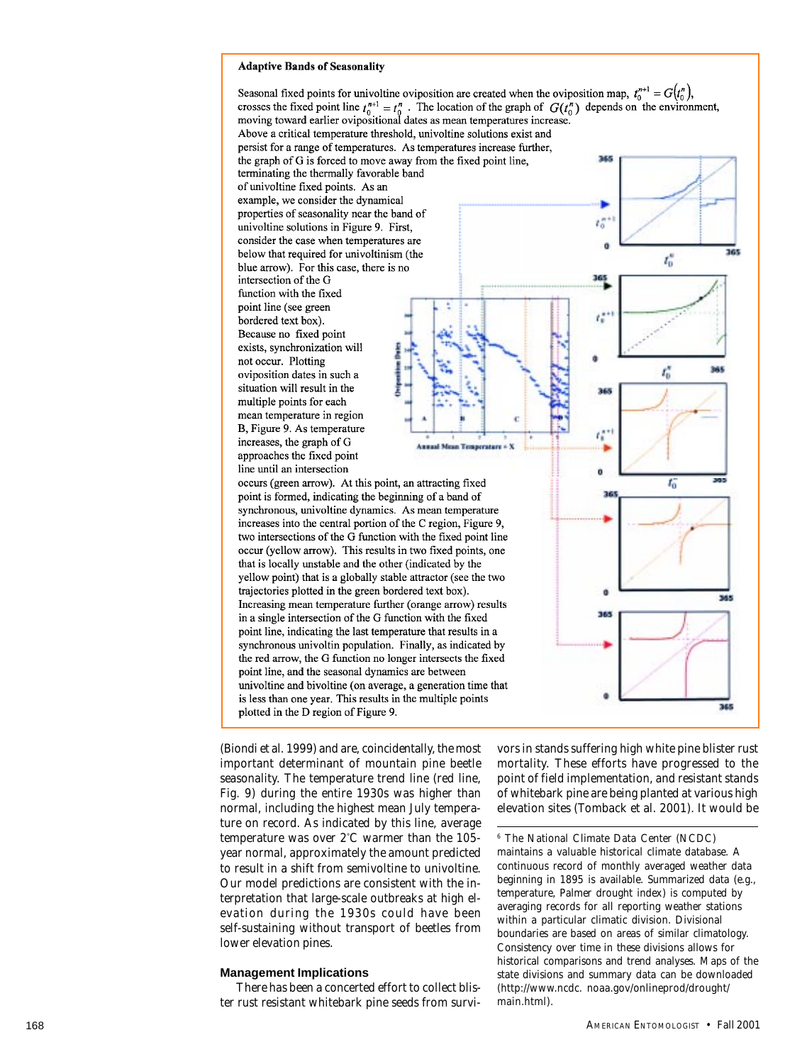**Adaptive Bands of Seasonality**

Seasonal fixed points for univoltine oviposition are created when the oviposition map, $t_0^{n+1} = G(t_0^n)$, crosses the fixed point line $t_0^{n+1} = t_0^n$. The location of the graph of $G(t_0^n)$ depends on the environment, moving toward earlier ovipositional dates as mean temperatures increase.

Above a critical temperature threshold, univoltine solutions exist and persist for a range of temperatures. As temperatures increase further, the graph of G is forced to move away from the fixed point line, terminating the thermally favorable band of univoltine fixed points. As an example, we consider the dynamical properties of seasonality near the band of univoltine solutions in Figure 9. First, consider the case when temperatures are below that required for univoltinism (the blue arrow). For this case, there is no intersection of the G function with the fixed point line (see green bordered text box). Because no fixed point exists, synchronization will not occur. Plotting oviposition dates in such a situation will result in the multiple points for each mean temperature in region B, Figure 9. As temperature increases, the graph of G approaches the fixed point line until an intersection occurs (green arrow). At this point, an attracting fixed point is formed, indicating the beginning of a band of synchronous, univoltine dynamics. As mean temperature increases into the central portion of the C region, Figure 9, two intersections of the G function with the fixed point line occur (yellow arrow). This results in two fixed points, one that is locally unstable and the other (indicated by the yellow point) that is a globally stable attractor (see the two trajectories plotted in the green bordered text box). Increasing mean temperature further (orange arrow) results in a single intersection of the G function with the fixed point line, indicating the last temperature that results in a synchronous univoltin population. Finally, as indicated by the red arrow, the G function no longer intersects the fixed point line, and the seasonal dynamics are between univoltine and bivoltine (on average, a generation time that is less than one year. This results in the multiple points plotted in the D region of Figure 9.

(Biondi et al. 1999) and are, coincidentally, the most important determinant of mountain pine beetle seasonality. The temperature trend line (red line, Fig. 9) during the entire 1930s was higher than normal, including the highest mean July temperature on record. As indicated by this line, average temperature was over 2°C warmer than the 105-year normal, approximately the amount predicted to result in a shift from semivoltine to univoltine. Our model predictions are consistent with the interpretation that large-scale outbreaks at high elevation during the 1930s could have been self-sustaining without transport of beetles from lower elevation pines.

### Management Implications

There has been a concerted effort to collect blister rust resistant whitebark pine seeds from survivors in stands suffering high white pine blister rust mortality. These efforts have progressed to the point of field implementation, and resistant stands of whitebark pine are being planted at various high elevation sites (Tomback et al. 2001). It would be

[6] The National Climate Data Center (NCDC) maintains a valuable historical climate database. A continuous record of monthly averaged weather data beginning in 1895 is available. Summarized data (e.g., temperature, Palmer drought index) is computed by averaging records for all reporting weather stations within a particular climatic division. Climatic division boundaries are based on areas of similar climatology. Consistency over time in these divisions allows for historical comparisons and trend analyses. Maps of the state divisions and summary data can be downloaded (http://www.ncdc. noaa.gov/onlineprod/drought/main.html).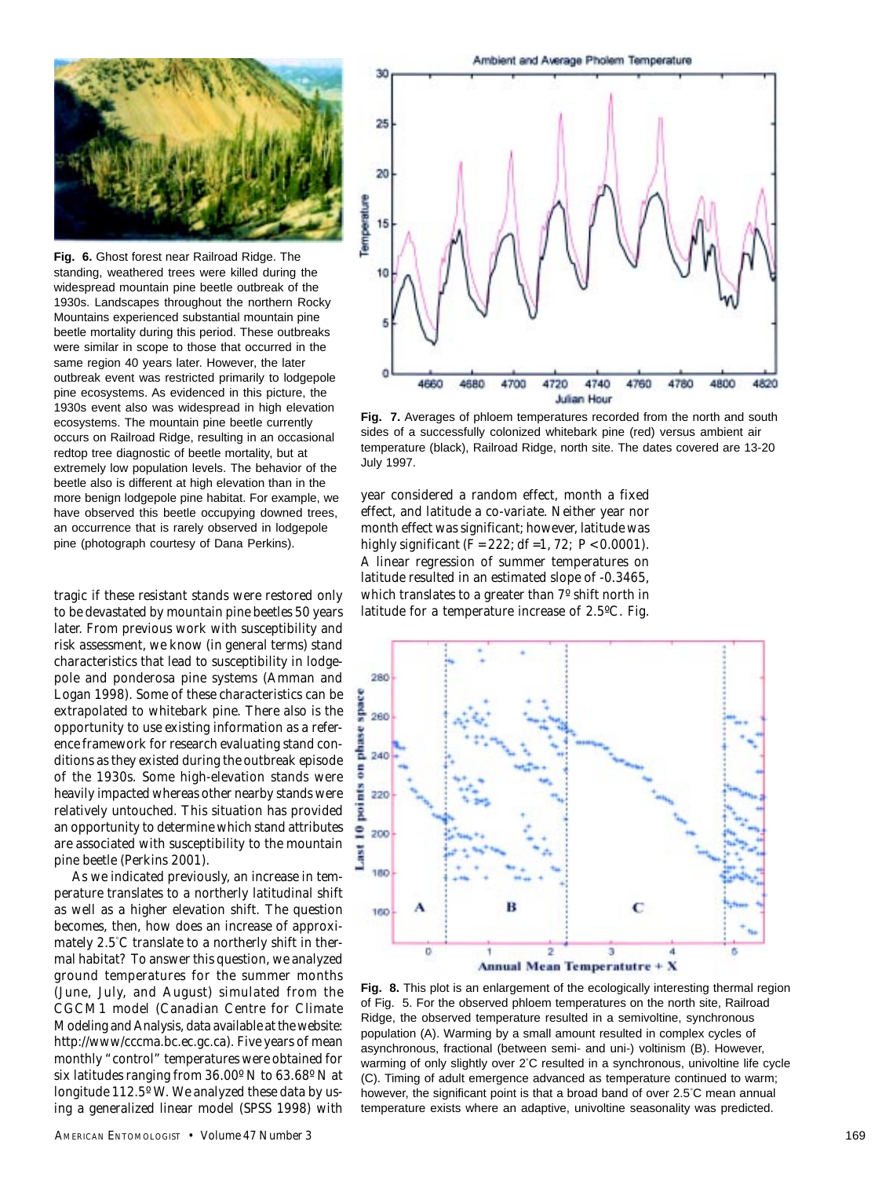**Fig. 6.** Ghost forest near Railroad Ridge. The standing, weathered trees were killed during the widespread mountain pine beetle outbreak of the 1930s. Landscapes throughout the northern Rocky Mountains experienced substantial mountain pine beetle mortality during this period. These outbreaks were similar in scope to those that occurred in the same region 40 years later. However, the later outbreak event was restricted primarily to lodgepole pine ecosystems. As evidenced in this picture, the 1930s event also was widespread in high elevation ecosystems. The mountain pine beetle currently occurs on Railroad Ridge, resulting in an occasional redtop tree diagnostic of beetle mortality, but at extremely low population levels. The behavior of the beetle also is different at high elevation than in the more benign lodgepole pine habitat. For example, we have observed this beetle occupying downed trees, an occurrence that is rarely observed in lodgepole pine (photograph courtesy of Dana Perkins).

tragic if these resistant stands were restored only to be devastated by mountain pine beetles 50 years later. From previous work with susceptibility and risk assessment, we know (in general terms) stand characteristics that lead to susceptibility in lodgepole and ponderosa pine systems (Amman and Logan 1998). Some of these characteristics can be extrapolated to whitebark pine. There also is the opportunity to use existing information as a reference framework for research evaluating stand conditions as they existed during the outbreak episode of the 1930s. Some high-elevation stands were heavily impacted whereas other nearby stands were relatively untouched. This situation has provided an opportunity to determine which stand attributes are associated with susceptibility to the mountain pine beetle (Perkins 2001).

As we indicated previously, an increase in temperature translates to a northerly latitudinal shift as well as a higher elevation shift. The question becomes, then, how does an increase of approximately 2.5°C translate to a northerly shift in thermal habitat? To answer this question, we analyzed ground temperatures for the summer months (June, July, and August) simulated from the CGCM1 model (Canadian Centre for Climate Modeling and Analysis, data available at the website: http://www/cccma.bc.ec.gc.ca). Five years of mean monthly "control" temperatures were obtained for six latitudes ranging from 36.00º N to 63.68º N at longitude 112.5º W. We analyzed these data by using a generalized linear model (SPSS 1998) with

**Fig. 7.** Averages of phloem temperatures recorded from the north and south sides of a successfully colonized whitebark pine (red) versus ambient air temperature (black), Railroad Ridge, north site. The dates covered are 13-20 July 1997.

year considered a random effect, month a fixed effect, and latitude a co-variate. Neither year nor month effect was significant; however, latitude was highly significant ($F = 222$; $df = 1, 72$; $P < 0.0001$). A linear regression of summer temperatures on latitude resulted in an estimated slope of -0.3465, which translates to a greater than 7º shift north in latitude for a temperature increase of 2.5ºC. Fig.

**Fig. 8.** This plot is an enlargement of the ecologically interesting thermal region of Fig. 5. For the observed phloem temperatures on the north site, Railroad Ridge, the observed temperature resulted in a semivoltine, synchronous population (A). Warming by a small amount resulted in complex cycles of asynchronous, fractional (between semi- and uni-) voltinism (B). However, warming of only slightly over 2°C resulted in a synchronous, univoltine life cycle (C). Timing of adult emergence advanced as temperature continued to warm; however, the significant point is that a broad band of over 2.5°C mean annual temperature exists where an adaptive, univoltine seasonality was predicted.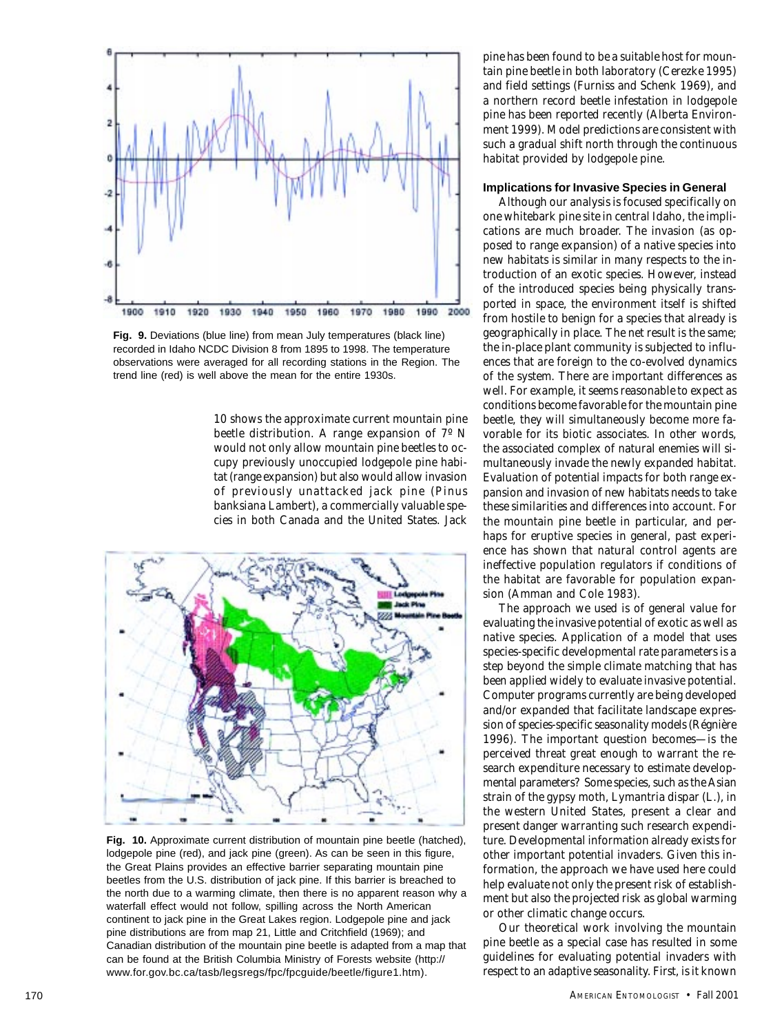**Fig. 9.** Deviations (blue line) from mean July temperatures (black line) recorded in Idaho NCDC Division 8 from 1895 to 1998. The temperature observations were averaged for all recording stations in the Region. The trend line (red) is well above the mean for the entire 1930s.

10 shows the approximate current mountain pine beetle distribution. A range expansion of 7º N would not only allow mountain pine beetles to occupy previously unoccupied lodgepole pine habitat (range expansion) but also would allow invasion of previously unattacked jack pine (*Pinus banksiana* Lambert), a commercially valuable species in both Canada and the United States. Jack

**Fig. 10.** Approximate current distribution of mountain pine beetle (hatched), lodgepole pine (red), and jack pine (green). As can be seen in this figure, the Great Plains provides an effective barrier separating mountain pine beetles from the U.S. distribution of jack pine. If this barrier is breached to the north due to a warming climate, then there is no apparent reason why a waterfall effect would not follow, spilling across the North American continent to jack pine in the Great Lakes region. Lodgepole pine and jack pine distributions are from map 21, Little and Critchfield (1969); and Canadian distribution of the mountain pine beetle is adapted from a map that can be found at the British Columbia Ministry of Forests website (http://www.for.gov.bc.ca/tasb/legsregs/fpc/fpcguide/beetle/figure1.htm).

pine has been found to be a suitable host for mountain pine beetle in both laboratory (Cerezke 1995) and field settings (Furniss and Schenk 1969), and a northern record beetle infestation in lodgepole pine has been reported recently (Alberta Environment 1999). Model predictions are consistent with such a gradual shift north through the continuous habitat provided by lodgepole pine.

#### Implications for Invasive Species in General

Although our analysis is focused specifically on one whitebark pine site in central Idaho, the implications are much broader. The invasion (as opposed to range expansion) of a native species into new habitats is similar in many respects to the introduction of an exotic species. However, instead of the introduced species being physically transported in space, the environment itself is shifted from hostile to benign for a species that already is geographically in place. The net result is the same; the in-place plant community is subjected to influences that are foreign to the co-evolved dynamics of the system. There are important differences as well. For example, it seems reasonable to expect as conditions become favorable for the mountain pine beetle, they will simultaneously become more favorable for its biotic associates. In other words, the associated complex of natural enemies will simultaneously invade the newly expanded habitat. Evaluation of potential impacts for both range expansion and invasion of new habitats needs to take these similarities and differences into account. For the mountain pine beetle in particular, and perhaps for eruptive species in general, past experience has shown that natural control agents are ineffective population regulators if conditions of the habitat are favorable for population expansion (Amman and Cole 1983).

The approach we used is of general value for evaluating the invasive potential of exotic as well as native species. Application of a model that uses species-specific developmental rate parameters is a step beyond the simple climate matching that has been applied widely to evaluate invasive potential. Computer programs currently are being developed and/or expanded that facilitate landscape expression of species-specific seasonality models (Régnière 1996). The important question becomes—is the perceived threat great enough to warrant the research expenditure necessary to estimate developmental parameters? Some species, such as the Asian strain of the gypsy moth, *Lymantria dispar* (L.), in the western United States, present a clear and present danger warranting such research expenditure. Developmental information already exists for other important potential invaders. Given this information, the approach we have used here could help evaluate not only the present risk of establishment but also the projected risk as global warming or other climatic change occurs.

Our theoretical work involving the mountain pine beetle as a special case has resulted in some guidelines for evaluating potential invaders with respect to an adaptive seasonality. First, is it known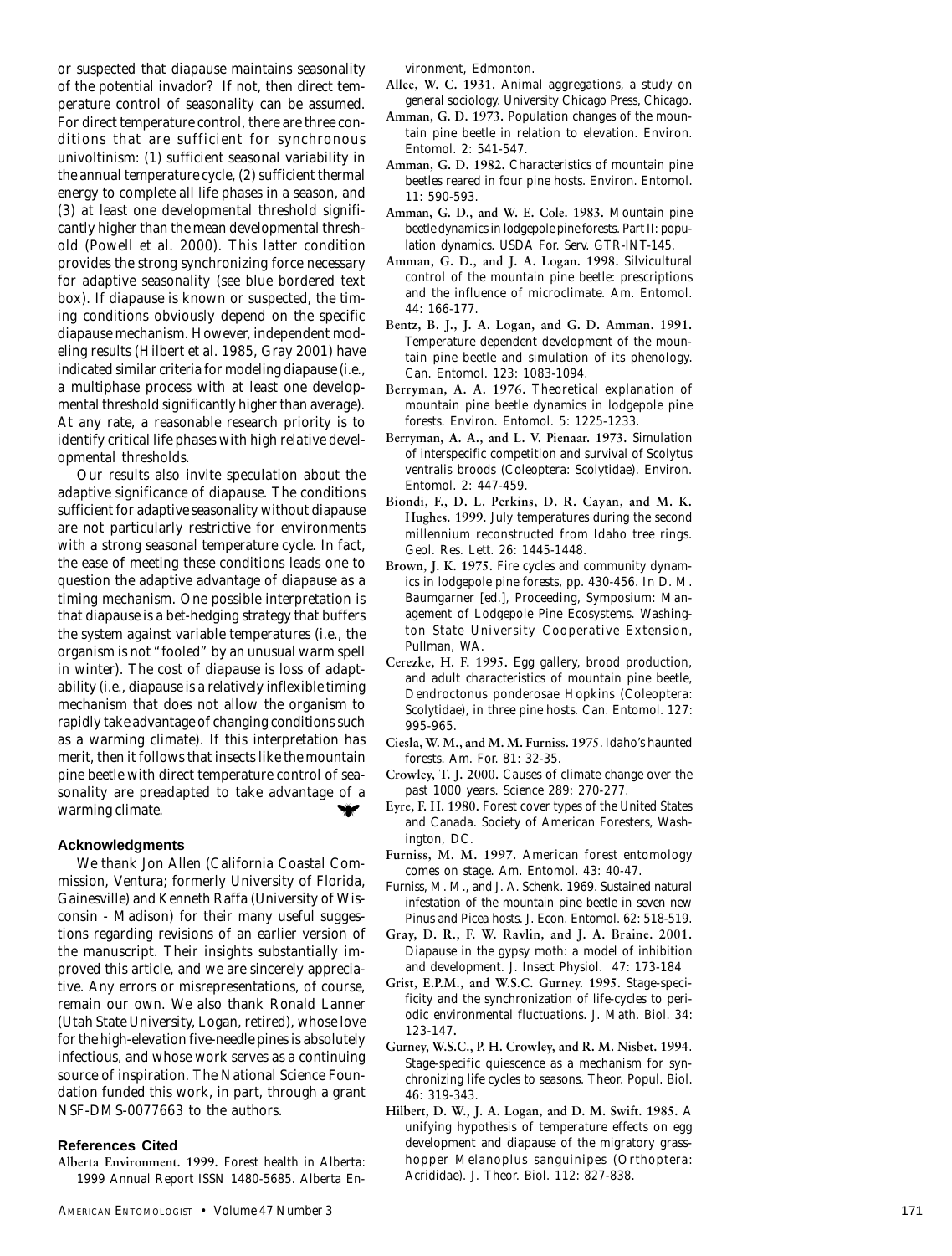or suspected that diapause maintains seasonality of the potential invador? If not, then direct temperature control of seasonality can be assumed. For direct temperature control, there are three conditions that are sufficient for synchronous univoltinism: (1) sufficient seasonal variability in the annual temperature cycle, (2) sufficient thermal energy to complete all life phases in a season, and (3) at least one developmental threshold significantly higher than the mean developmental threshold (Powell et al. 2000). This latter condition provides the strong synchronizing force necessary for adaptive seasonality (see blue bordered text box). If diapause is known or suspected, the timing conditions obviously depend on the specific diapause mechanism. However, independent modeling results (Hilbert et al. 1985, Gray 2001) have indicated similar criteria for modeling diapause (i.e., a multiphase process with at least one developmental threshold significantly higher than average). At any rate, a reasonable research priority is to identify critical life phases with high relative developmental thresholds.

Our results also invite speculation about the adaptive significance of diapause. The conditions sufficient for adaptive seasonality without diapause are not particularly restrictive for environments with a strong seasonal temperature cycle. In fact, the ease of meeting these conditions leads one to question the adaptive advantage of diapause as a timing mechanism. One possible interpretation is that diapause is a bet-hedging strategy that buffers the system against variable temperatures (i.e., the organism is not "fooled" by an unusual warm spell in winter). The cost of diapause is loss of adaptability (i.e., diapause is a relatively inflexible timing mechanism that does not allow the organism to rapidly take advantage of changing conditions such as a warming climate). If this interpretation has merit, then it follows that insects like the mountain pine beetle with direct temperature control of seasonality are preadapted to take advantage of a warming climate.

### Acknowledgments

We thank Jon Allen (California Coastal Commission, Ventura; formerly University of Florida, Gainesville) and Kenneth Raffa (University of Wisconsin - Madison) for their many useful suggestions regarding revisions of an earlier version of the manuscript. Their insights substantially improved this article, and we are sincerely appreciative. Any errors or misrepresentations, of course, remain our own. We also thank Ronald Lanner (Utah State University, Logan, retired), whose love for the high-elevation five-needle pines is absolutely infectious, and whose work serves as a continuing source of inspiration. The National Science Foundation funded this work, in part, through a grant NSF-DMS-0077663 to the authors.

### References Cited

**Alberta Environment. 1999.** Forest health in Alberta: 1999 Annual Report ISSN 1480-5685. Alberta Environment, Edmonton.

**Allee, W. C. 1931.** Animal aggregations, a study on general sociology. University Chicago Press, Chicago.

**Amman, G. D. 1973.** Population changes of the mountain pine beetle in relation to elevation. Environ. Entomol. 2: 541-547.

**Amman, G. D. 1982.** Characteristics of mountain pine beetles reared in four pine hosts. Environ. Entomol. 11: 590-593.

**Amman, G. D., and W. E. Cole. 1983.** Mountain pine beetle dynamics in lodgepole pine forests. Part II: population dynamics. USDA For. Serv. GTR-INT-145.

**Amman, G. D., and J. A. Logan. 1998.** Silvicultural control of the mountain pine beetle: prescriptions and the influence of microclimate. Am. Entomol. 44: 166-177.

**Bentz, B. J., J. A. Logan, and G. D. Amman. 1991.** Temperature dependent development of the mountain pine beetle and simulation of its phenology. Can. Entomol. 123: 1083-1094.

**Berryman, A. A. 1976.** Theoretical explanation of mountain pine beetle dynamics in lodgepole pine forests. Environ. Entomol. 5: 1225-1233.

**Berryman, A. A., and L. V. Pienaar. 1973.** Simulation of interspecific competition and survival of Scolytus ventralis broods (Coleoptera: Scolytidae). Environ. Entomol. 2: 447-459.

**Biondi, F., D. L. Perkins, D. R. Cayan, and M. K. Hughes. 1999**. July temperatures during the second millennium reconstructed from Idaho tree rings. Geol. Res. Lett. 26: 1445-1448.

**Brown, J. K. 1975.** Fire cycles and community dynamics in lodgepole pine forests, pp. 430-456. In D. M. Baumgarner [ed.], Proceeding, Symposium: Management of Lodgepole Pine Ecosystems. Washington State University Cooperative Extension, Pullman, WA.

**Cerezke, H. F. 1995.** Egg gallery, brood production, and adult characteristics of mountain pine beetle, Dendroctonus ponderosae Hopkins (Coleoptera: Scolytidae), in three pine hosts. Can. Entomol. 127: 995-965.

**Ciesla, W. M., and M. M. Furniss. 1975.** Idaho's haunted forests. Am. For. 81: 32-35.

**Crowley, T. J. 2000.** Causes of climate change over the past 1000 years. Science 289: 270-277.

**Eyre, F. H. 1980.** Forest cover types of the United States and Canada. Society of American Foresters, Washington, DC.

**Furniss, M. M. 1997.** American forest entomology comes on stage. Am. Entomol. 43: 40-47.

Furniss, M. M., and J. A. Schenk. 1969. Sustained natural infestation of the mountain pine beetle in seven new Pinus and Picea hosts. J. Econ. Entomol. 62: 518-519.

**Gray, D. R., F. W. Ravlin, and J. A. Braine. 2001.** Diapause in the gypsy moth: a model of inhibition and development. J. Insect Physiol. 47: 173-184

**Grist, E.P.M., and W.S.C. Gurney. 1995.** Stage-specificity and the synchronization of life-cycles to periodic environmental fluctuations. J. Math. Biol. 34: 123-147.

**Gurney, W.S.C., P. H. Crowley, and R. M. Nisbet. 1994**. Stage-specific quiescence as a mechanism for synchronizing life cycles to seasons. Theor. Popul. Biol. 46: 319-343.

**Hilbert, D. W., J. A. Logan, and D. M. Swift. 1985.** A unifying hypothesis of temperature effects on egg development and diapause of the migratory grasshopper Melanoplus sanguinipes (Orthoptera: Acrididae). J. Theor. Biol. 112: 827-838.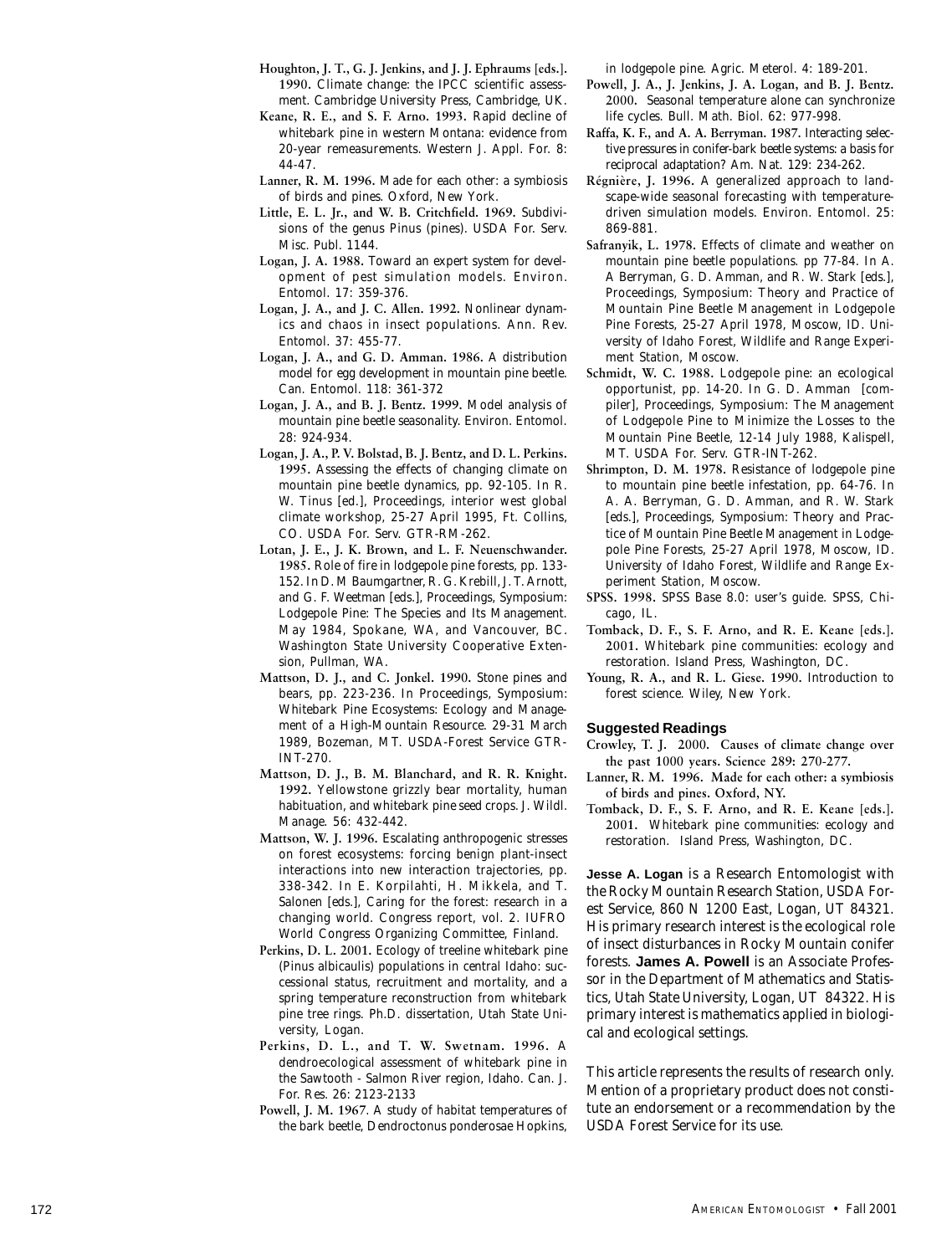**Houghton, J. T., G. J. Jenkins, and J. J. Ephraums [eds.]. 1990.** Climate change: the IPCC scientific assessment. Cambridge University Press, Cambridge, UK.

**Keane, R. E., and S. F. Arno. 1993.** Rapid decline of whitebark pine in western Montana: evidence from 20-year remeasurements. Western J. Appl. For. 8: 44-47.

**Lanner, R. M. 1996.** Made for each other: a symbiosis of birds and pines. Oxford, New York.

**Little, E. L. Jr., and W. B. Critchfield. 1969.** Subdivisions of the genus Pinus (pines). USDA For. Serv. Misc. Publ. 1144.

**Logan, J. A. 1988.** Toward an expert system for development of pest simulation models. Environ. Entomol. 17: 359-376.

**Logan, J. A., and J. C. Allen. 1992.** Nonlinear dynamics and chaos in insect populations. Ann. Rev. Entomol. 37: 455-77.

**Logan, J. A., and G. D. Amman. 1986.** A distribution model for egg development in mountain pine beetle. Can. Entomol. 118: 361-372

**Logan, J. A., and B. J. Bentz. 1999.** Model analysis of mountain pine beetle seasonality. Environ. Entomol. 28: 924-934.

**Logan, J. A., P. V. Bolstad, B. J. Bentz, and D. L. Perkins. 1995.** Assessing the effects of changing climate on mountain pine beetle dynamics, pp. 92-105. In R. W. Tinus [ed.], Proceedings, interior west global climate workshop, 25-27 April 1995, Ft. Collins, CO. USDA For. Serv. GTR-RM-262.

**Lotan, J. E., J. K. Brown, and L. F. Neuenschwander. 1985.** Role of fire in lodgepole pine forests, pp. 133-152. In D. M Baumgartner, R. G. Krebill, J. T. Arnott, and G. F. Weetman [eds.], Proceedings, Symposium: Lodgepole Pine: The Species and Its Management. May 1984, Spokane, WA, and Vancouver, BC. Washington State University Cooperative Extension, Pullman, WA.

**Mattson, D. J., and C. Jonkel. 1990.** Stone pines and bears, pp. 223-236. In Proceedings, Symposium: Whitebark Pine Ecosystems: Ecology and Management of a High-Mountain Resource. 29-31 March 1989, Bozeman, MT. USDA-Forest Service GTR-INT-270.

**Mattson, D. J., B. M. Blanchard, and R. R. Knight. 1992.** Yellowstone grizzly bear mortality, human habituation, and whitebark pine seed crops. J. Wildl. Manage. 56: 432-442.

**Mattson, W. J. 1996.** Escalating anthropogenic stresses on forest ecosystems: forcing benign plant-insect interactions into new interaction trajectories, pp. 338-342. In E. Korpilahti, H. Mikkela, and T. Salonen [eds.], Caring for the forest: research in a changing world. Congress report, vol. 2. IUFRO World Congress Organizing Committee, Finland.

**Perkins, D. L. 2001.** Ecology of treeline whitebark pine (Pinus albicaulis) populations in central Idaho: successional status, recruitment and mortality, and a spring temperature reconstruction from whitebark pine tree rings. Ph.D. dissertation, Utah State University, Logan.

**Perkins, D. L., and T. W. Swetnam. 1996.** A dendroecological assessment of whitebark pine in the Sawtooth - Salmon River region, Idaho. Can. J. For. Res. 26: 2123-2133

**Powell, J. M. 1967.** A study of habitat temperatures of the bark beetle, Dendroctonus ponderosae Hopkins, in lodgepole pine. Agric. Meterol. 4: 189-201.

**Powell, J. A., J. Jenkins, J. A. Logan, and B. J. Bentz. 2000.** Seasonal temperature alone can synchronize life cycles. Bull. Math. Biol. 62: 977-998.

**Raffa, K. F., and A. A. Berryman. 1987.** Interacting selective pressures in conifer-bark beetle systems: a basis for reciprocal adaptation? Am. Nat. 129: 234-262.

**Régnière, J. 1996.** A generalized approach to landscape-wide seasonal forecasting with temperature-driven simulation models. Environ. Entomol. 25: 869-881.

**Safranyik, L. 1978.** Effects of climate and weather on mountain pine beetle populations. pp 77-84. In A. A Berryman, G. D. Amman, and R. W. Stark [eds.], Proceedings, Symposium: Theory and Practice of Mountain Pine Beetle Management in Lodgepole Pine Forests, 25-27 April 1978, Moscow, ID. University of Idaho Forest, Wildlife and Range Experiment Station, Moscow.

**Schmidt, W. C. 1988.** Lodgepole pine: an ecological opportunist, pp. 14-20. In G. D. Amman [compiler], Proceedings, Symposium: The Management of Lodgepole Pine to Minimize the Losses to the Mountain Pine Beetle, 12-14 July 1988, Kalispell, MT. USDA For. Serv. GTR-INT-262.

**Shrimpton, D. M. 1978.** Resistance of lodgepole pine to mountain pine beetle infestation, pp. 64-76. In A. A. Berryman, G. D. Amman, and R. W. Stark [eds.], Proceedings, Symposium: Theory and Practice of Mountain Pine Beetle Management in Lodgepole Pine Forests, 25-27 April 1978, Moscow, ID. University of Idaho Forest, Wildlife and Range Experiment Station, Moscow.

**SPSS. 1998.** SPSS Base 8.0: user's guide. SPSS, Chicago, IL.

**Tomback, D. F., S. F. Arno, and R. E. Keane [eds.]. 2001.** Whitebark pine communities: ecology and restoration. Island Press, Washington, DC.

**Young, R. A., and R. L. Giese. 1990.** Introduction to forest science. Wiley, New York.

### Suggested Readings

**Crowley, T. J. 2000. Causes of climate change over the past 1000 years. Science 289: 270-277.**

**Lanner, R. M. 1996. Made for each other: a symbiosis of birds and pines. Oxford, NY.**

**Tomback, D. F., S. F. Arno, and R. E. Keane [eds.]. 2001.** Whitebark pine communities: ecology and restoration. Island Press, Washington, DC.

**Jesse A. Logan** is a Research Entomologist with the Rocky Mountain Research Station, USDA Forest Service, 860 N 1200 East, Logan, UT 84321. His primary research interest is the ecological role of insect disturbances in Rocky Mountain conifer forests. **James A. Powell** is an Associate Professor in the Department of Mathematics and Statistics, Utah State University, Logan, UT 84322. His primary interest is mathematics applied in biological and ecological settings.

This article represents the results of research only. Mention of a proprietary product does not constitute an endorsement or a recommendation by the USDA Forest Service for its use.